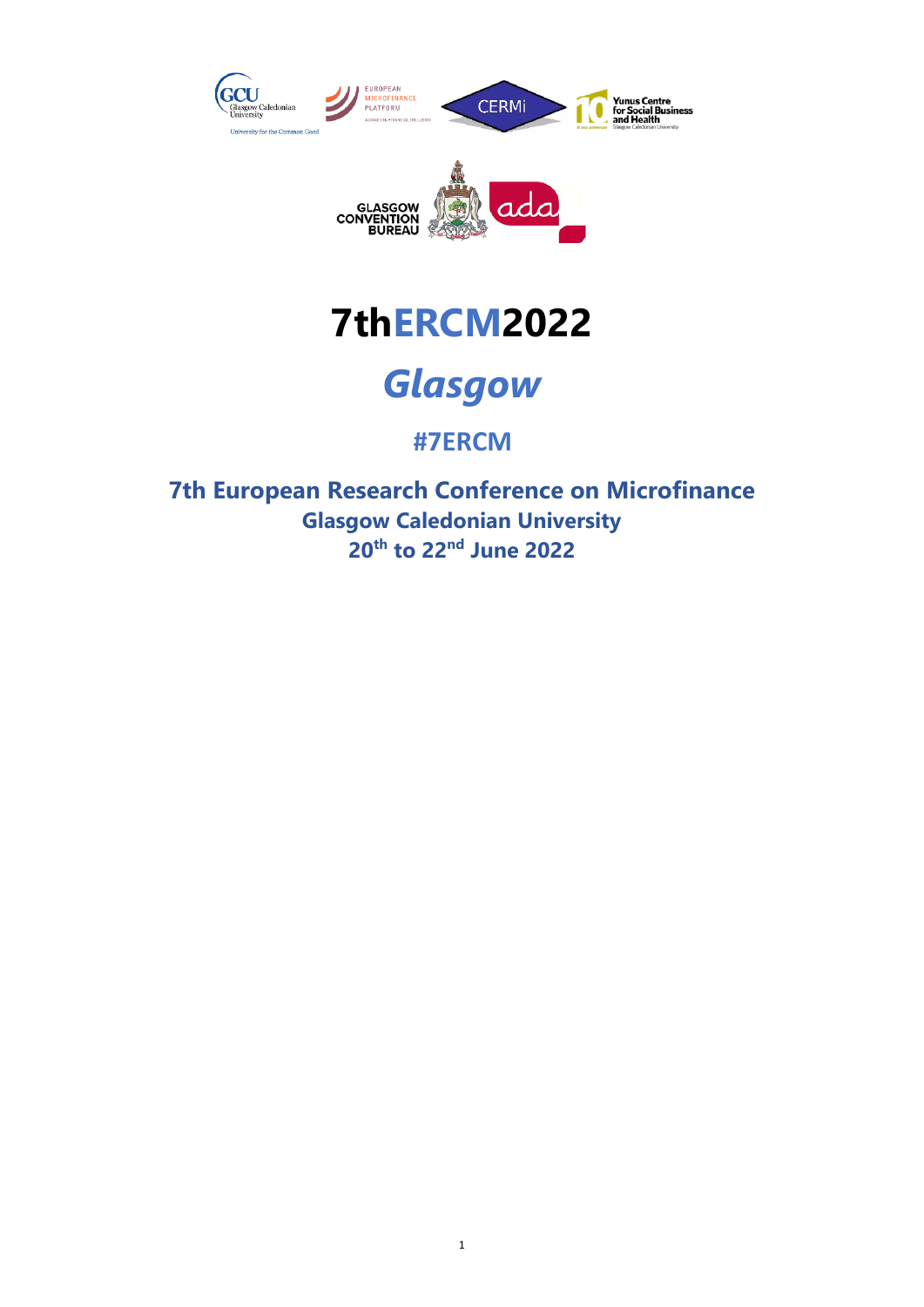# 7thERCM2022

## *Glasgow*

### #7ERCM

**7th European Research Conference on Microfinance**
**Glasgow Caledonian University**
**20th to 22nd June 2022**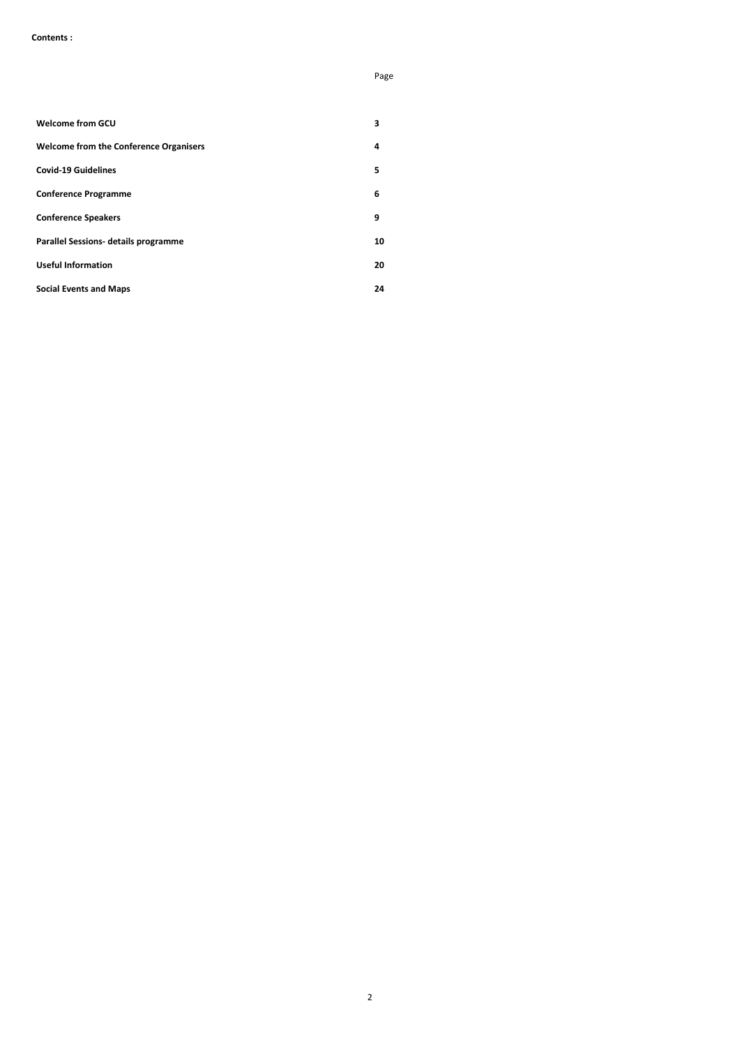**Contents :**

| | Page |
|---|---|
| **Welcome from GCU** | **3** |
| **Welcome from the Conference Organisers** | **4** |
| **Covid-19 Guidelines** | **5** |
| **Conference Programme** | **6** |
| **Conference Speakers** | **9** |
| **Parallel Sessions- details programme** | **10** |
| **Useful Information** | **20** |
| **Social Events and Maps** | **24** |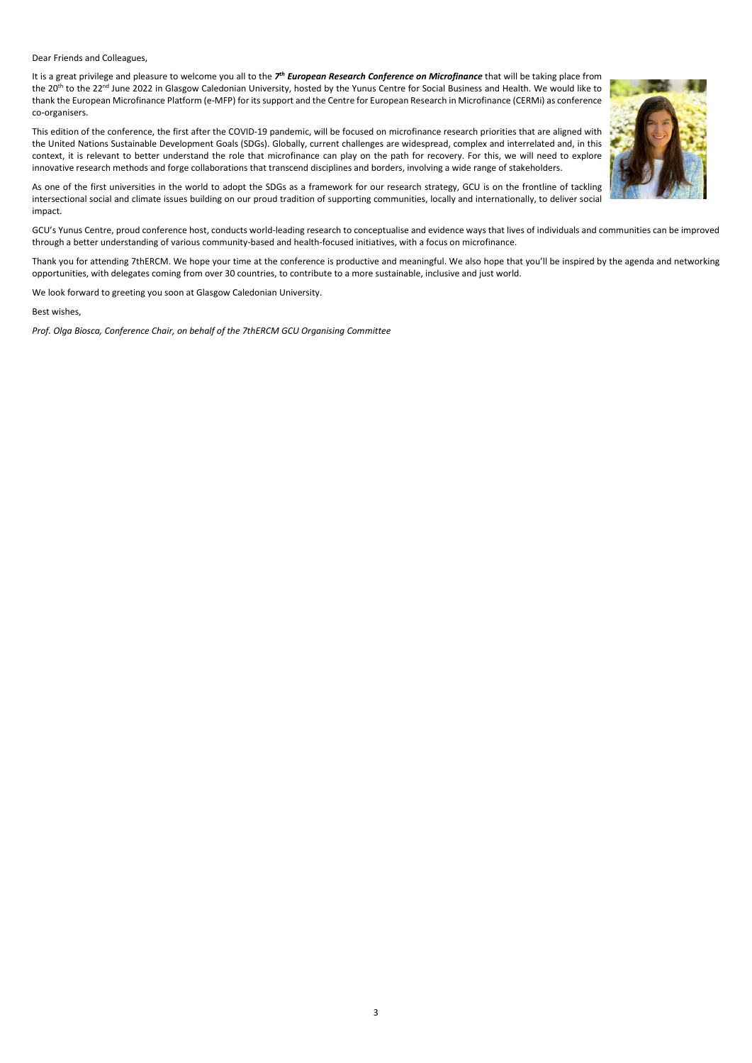Dear Friends and Colleagues,

It is a great privilege and pleasure to welcome you all to the ***7th European Research Conference on Microfinance*** that will be taking place from the 20th to the 22nd June 2022 in Glasgow Caledonian University, hosted by the Yunus Centre for Social Business and Health. We would like to thank the European Microfinance Platform (e-MFP) for its support and the Centre for European Research in Microfinance (CERMi) as conference co-organisers.

This edition of the conference, the first after the COVID-19 pandemic, will be focused on microfinance research priorities that are aligned with the United Nations Sustainable Development Goals (SDGs). Globally, current challenges are widespread, complex and interrelated and, in this context, it is relevant to better understand the role that microfinance can play on the path for recovery. For this, we will need to explore innovative research methods and forge collaborations that transcend disciplines and borders, involving a wide range of stakeholders.

As one of the first universities in the world to adopt the SDGs as a framework for our research strategy, GCU is on the frontline of tackling intersectional social and climate issues building on our proud tradition of supporting communities, locally and internationally, to deliver social impact.

GCU's Yunus Centre, proud conference host, conducts world-leading research to conceptualise and evidence ways that lives of individuals and communities can be improved through a better understanding of various community-based and health-focused initiatives, with a focus on microfinance.

Thank you for attending 7thERCM. We hope your time at the conference is productive and meaningful. We also hope that you'll be inspired by the agenda and networking opportunities, with delegates coming from over 30 countries, to contribute to a more sustainable, inclusive and just world.

We look forward to greeting you soon at Glasgow Caledonian University.

Best wishes,

*Prof. Olga Biosca, Conference Chair, on behalf of the 7thERCM GCU Organising Committee*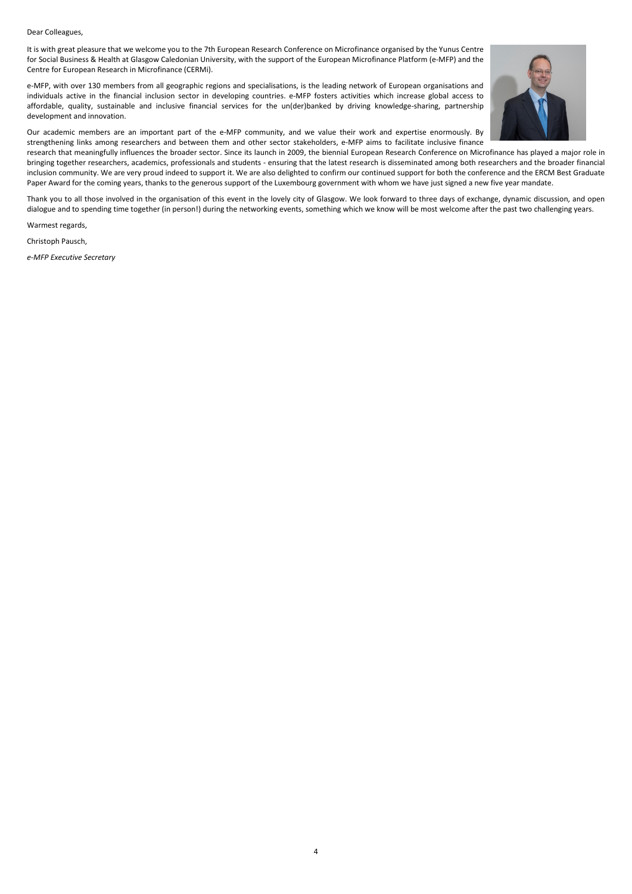Dear Colleagues,

It is with great pleasure that we welcome you to the 7th European Research Conference on Microfinance organised by the Yunus Centre for Social Business & Health at Glasgow Caledonian University, with the support of the European Microfinance Platform (e-MFP) and the Centre for European Research in Microfinance (CERMi).

e-MFP, with over 130 members from all geographic regions and specialisations, is the leading network of European organisations and individuals active in the financial inclusion sector in developing countries. e-MFP fosters activities which increase global access to affordable, quality, sustainable and inclusive financial services for the un(der)banked by driving knowledge-sharing, partnership development and innovation.

Our academic members are an important part of the e-MFP community, and we value their work and expertise enormously. By strengthening links among researchers and between them and other sector stakeholders, e-MFP aims to facilitate inclusive finance research that meaningfully influences the broader sector. Since its launch in 2009, the biennial European Research Conference on Microfinance has played a major role in bringing together researchers, academics, professionals and students - ensuring that the latest research is disseminated among both researchers and the broader financial inclusion community. We are very proud indeed to support it. We are also delighted to confirm our continued support for both the conference and the ERCM Best Graduate Paper Award for the coming years, thanks to the generous support of the Luxembourg government with whom we have just signed a new five year mandate.

Thank you to all those involved in the organisation of this event in the lovely city of Glasgow. We look forward to three days of exchange, dynamic discussion, and open dialogue and to spending time together (in person!) during the networking events, something which we know will be most welcome after the past two challenging years.

Warmest regards,

Christoph Pausch,

*e-MFP Executive Secretary*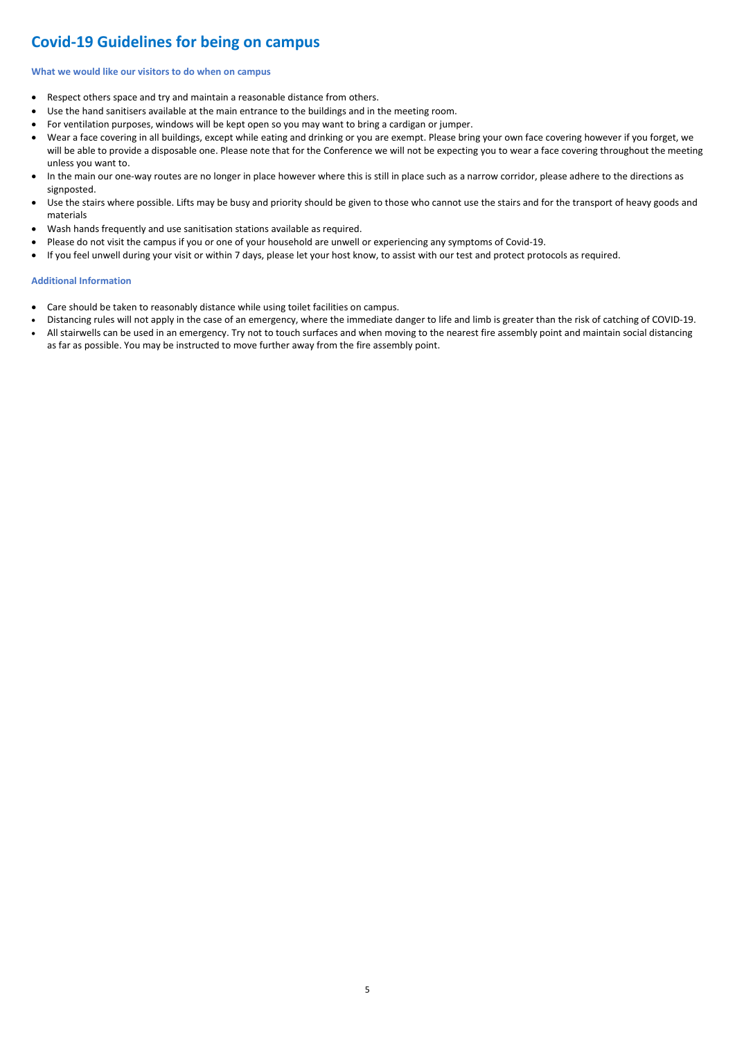# Covid-19 Guidelines for being on campus

#### What we would like our visitors to do when on campus

- Respect others space and try and maintain a reasonable distance from others.
- Use the hand sanitisers available at the main entrance to the buildings and in the meeting room.
- For ventilation purposes, windows will be kept open so you may want to bring a cardigan or jumper.
- Wear a face covering in all buildings, except while eating and drinking or you are exempt. Please bring your own face covering however if you forget, we will be able to provide a disposable one. Please note that for the Conference we will not be expecting you to wear a face covering throughout the meeting unless you want to.
- In the main our one-way routes are no longer in place however where this is still in place such as a narrow corridor, please adhere to the directions as signposted.
- Use the stairs where possible. Lifts may be busy and priority should be given to those who cannot use the stairs and for the transport of heavy goods and materials
- Wash hands frequently and use sanitisation stations available as required.
- Please do not visit the campus if you or one of your household are unwell or experiencing any symptoms of Covid-19.
- If you feel unwell during your visit or within 7 days, please let your host know, to assist with our test and protect protocols as required.

#### Additional Information

- Care should be taken to reasonably distance while using toilet facilities on campus.
- Distancing rules will not apply in the case of an emergency, where the immediate danger to life and limb is greater than the risk of catching of COVID-19.
- All stairwells can be used in an emergency. Try not to touch surfaces and when moving to the nearest fire assembly point and maintain social distancing as far as possible. You may be instructed to move further away from the fire assembly point.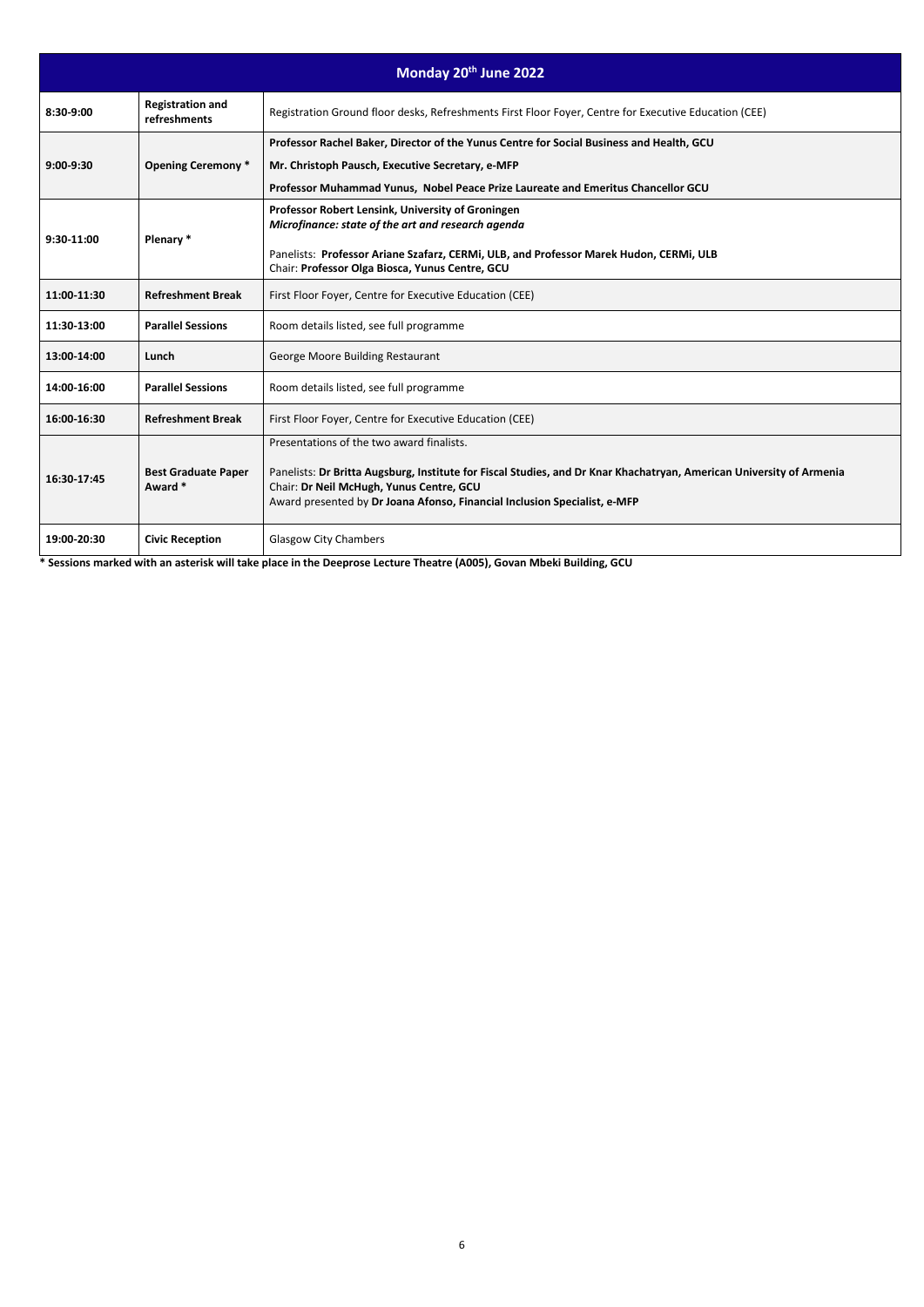| Monday 20th June 2022 | | |
|---|---|---|
| **8:30-9:00** | **Registration and refreshments** | Registration Ground floor desks, Refreshments First Floor Foyer, Centre for Executive Education (CEE) |
| **9:00-9:30** | **Opening Ceremony ***| **Professor Rachel Baker, Director of the Yunus Centre for Social Business and Health, GCU**<br>**Mr. Christoph Pausch, Executive Secretary, e-MFP**<br>**Professor Muhammad Yunus, Nobel Peace Prize Laureate and Emeritus Chancellor GCU** |
| **9:30-11:00** | **Plenary *** | **Professor Robert Lensink, University of Groningen**<br>***Microfinance: state of the art and research agenda***<br><br>Panelists: **Professor Ariane Szafarz, CERMi, ULB, and Professor Marek Hudon, CERMi, ULB**<br>Chair: **Professor Olga Biosca, Yunus Centre, GCU** |
| **11:00-11:30** | **Refreshment Break** | First Floor Foyer, Centre for Executive Education (CEE) |
| **11:30-13:00** | **Parallel Sessions** | Room details listed, see full programme |
| **13:00-14:00** | **Lunch** | George Moore Building Restaurant |
| **14:00-16:00** | **Parallel Sessions** | Room details listed, see full programme |
| **16:00-16:30** | **Refreshment Break** | First Floor Foyer, Centre for Executive Education (CEE) |
| **16:30-17:45** | **Best Graduate Paper Award *** | Presentations of the two award finalists.<br><br>Panelists: **Dr Britta Augsburg, Institute for Fiscal Studies, and Dr Knar Khachatryan, American University of Armenia**<br>Chair: **Dr Neil McHugh, Yunus Centre, GCU**<br>Award presented by **Dr Joana Afonso, Financial Inclusion Specialist, e-MFP** |
| **19:00-20:30** | **Civic Reception** | Glasgow City Chambers |

**\* Sessions marked with an asterisk will take place in the Deeprose Lecture Theatre (A005), Govan Mbeki Building, GCU**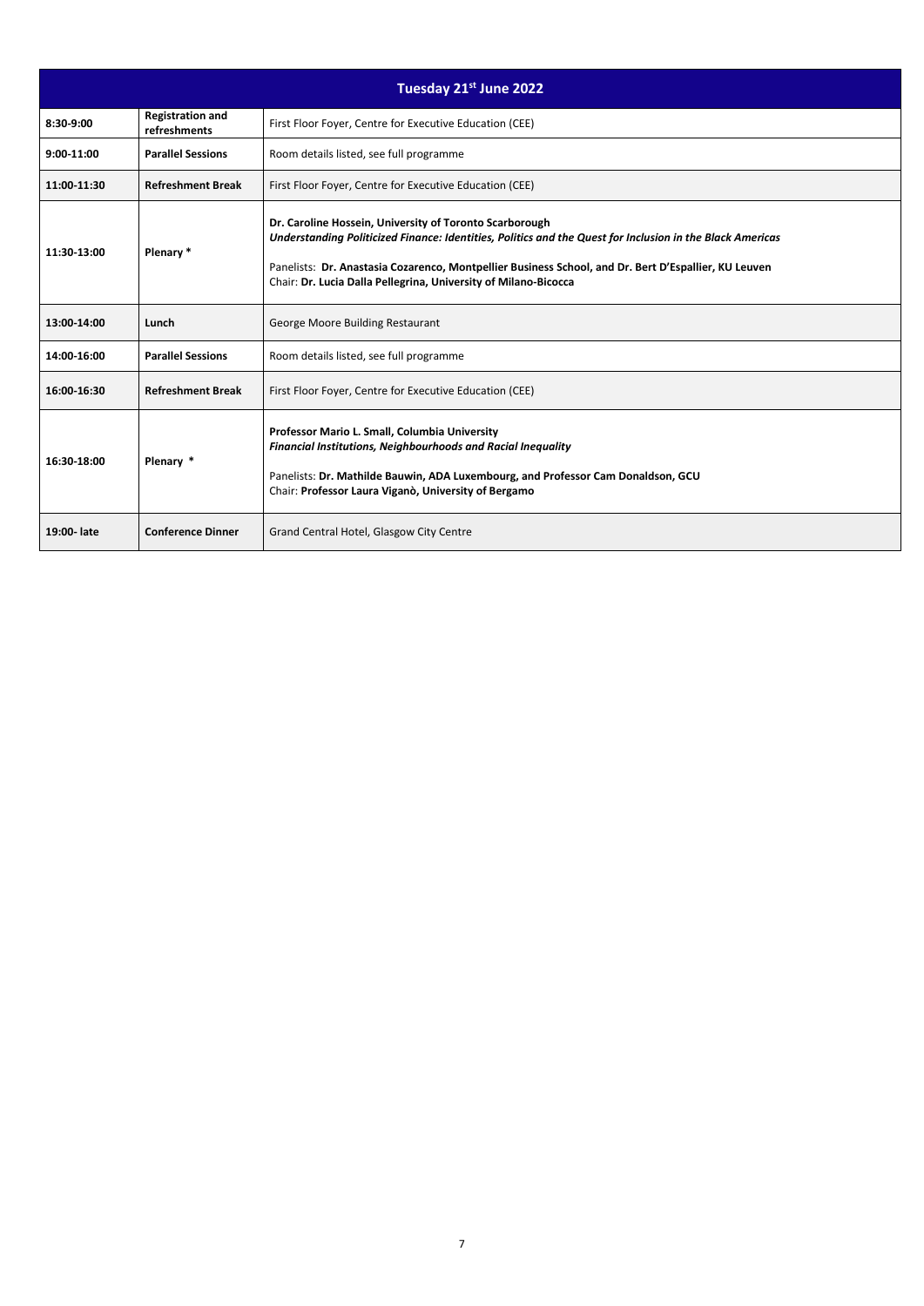| Tuesday 21st June 2022 | | |
|---|---|---|
| **8:30-9:00** | **Registration and refreshments** | First Floor Foyer, Centre for Executive Education (CEE) |
| **9:00-11:00** | **Parallel Sessions** | Room details listed, see full programme |
| **11:00-11:30** | **Refreshment Break** | First Floor Foyer, Centre for Executive Education (CEE) |
| **11:30-13:00** | **Plenary** * | **Dr. Caroline Hossein, University of Toronto Scarborough**<br>***Understanding Politicized Finance: Identities, Politics and the Quest for Inclusion in the Black Americas***<br><br>Panelists: **Dr. Anastasia Cozarenco, Montpellier Business School, and Dr. Bert D'Espallier, KU Leuven**<br>Chair: **Dr. Lucia Dalla Pellegrina, University of Milano-Bicocca** |
| **13:00-14:00** | **Lunch** | George Moore Building Restaurant |
| **14:00-16:00** | **Parallel Sessions** | Room details listed, see full programme |
| **16:00-16:30** | **Refreshment Break** | First Floor Foyer, Centre for Executive Education (CEE) |
| **16:30-18:00** | **Plenary** * | **Professor Mario L. Small, Columbia University**<br>***Financial Institutions, Neighbourhoods and Racial Inequality***<br><br>Panelists: **Dr. Mathilde Bauwin, ADA Luxembourg, and Professor Cam Donaldson, GCU**<br>Chair: **Professor Laura Viganò, University of Bergamo** |
| **19:00- late** | **Conference Dinner** | Grand Central Hotel, Glasgow City Centre |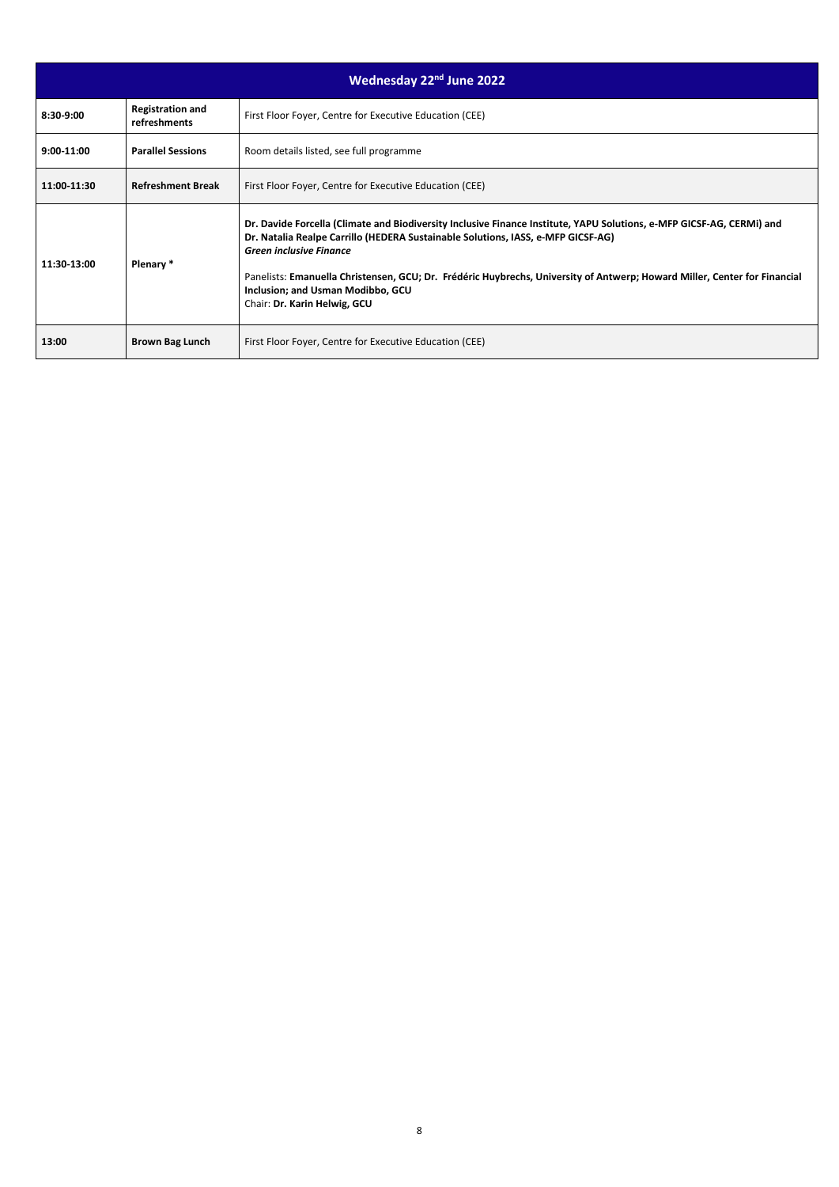| Wednesday 22nd June 2022 | | |
|---|---|---|
| **8:30-9:00** | **Registration and refreshments** | First Floor Foyer, Centre for Executive Education (CEE) |
| **9:00-11:00** | **Parallel Sessions** | Room details listed, see full programme |
| **11:00-11:30** | **Refreshment Break** | First Floor Foyer, Centre for Executive Education (CEE) |
| **11:30-13:00** | **Plenary *** | **Dr. Davide Forcella (Climate and Biodiversity Inclusive Finance Institute, YAPU Solutions, e-MFP GICSF-AG, CERMi) and Dr. Natalia Realpe Carrillo (HEDERA Sustainable Solutions, IASS, e-MFP GICSF-AG)**<br>***Green inclusive Finance***<br><br>Panelists: **Emanuella Christensen, GCU; Dr. Frédéric Huybrechs, University of Antwerp; Howard Miller, Center for Financial Inclusion; and Usman Modibbo, GCU**<br>Chair: **Dr. Karin Helwig, GCU** |
| **13:00** | **Brown Bag Lunch** | First Floor Foyer, Centre for Executive Education (CEE) |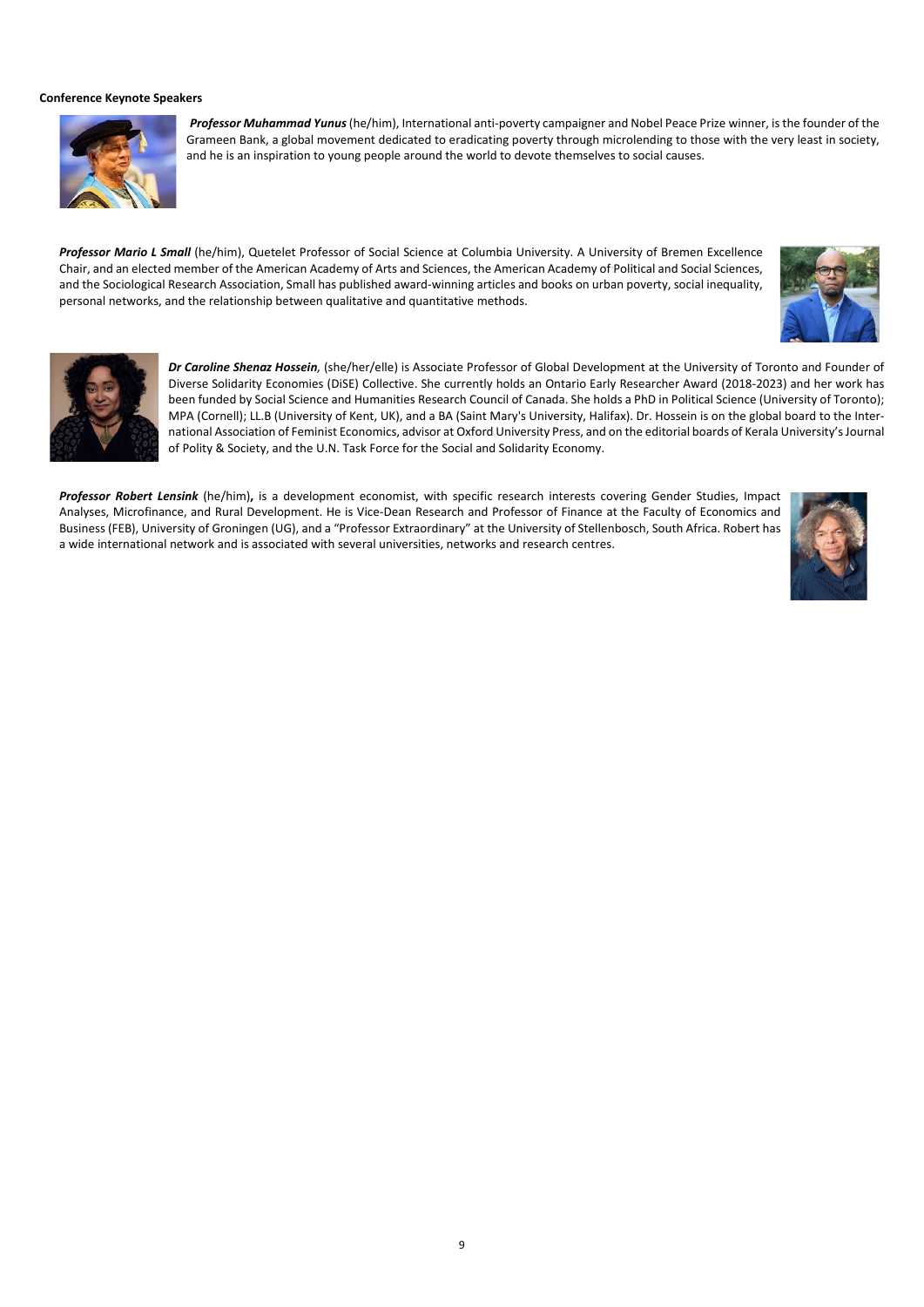**Conference Keynote Speakers**

***Professor Muhammad Yunus*** (he/him), International anti-poverty campaigner and Nobel Peace Prize winner, is the founder of the Grameen Bank, a global movement dedicated to eradicating poverty through microlending to those with the very least in society, and he is an inspiration to young people around the world to devote themselves to social causes.

***Professor Mario L Small*** (he/him), Quetelet Professor of Social Science at Columbia University. A University of Bremen Excellence Chair, and an elected member of the American Academy of Arts and Sciences, the American Academy of Political and Social Sciences, and the Sociological Research Association, Small has published award-winning articles and books on urban poverty, social inequality, personal networks, and the relationship between qualitative and quantitative methods.

***Dr Caroline Shenaz Hossein,*** (she/her/elle) is Associate Professor of Global Development at the University of Toronto and Founder of Diverse Solidarity Economies (DiSE) Collective. She currently holds an Ontario Early Researcher Award (2018-2023) and her work has been funded by Social Science and Humanities Research Council of Canada. She holds a PhD in Political Science (University of Toronto); MPA (Cornell); LL.B (University of Kent, UK), and a BA (Saint Mary's University, Halifax). Dr. Hossein is on the global board to the International Association of Feminist Economics, advisor at Oxford University Press, and on the editorial boards of Kerala University's Journal of Polity & Society, and the U.N. Task Force for the Social and Solidarity Economy.

***Professor Robert Lensink*** (he/him)**,** is a development economist, with specific research interests covering Gender Studies, Impact Analyses, Microfinance, and Rural Development. He is Vice-Dean Research and Professor of Finance at the Faculty of Economics and Business (FEB), University of Groningen (UG), and a "Professor Extraordinary" at the University of Stellenbosch, South Africa. Robert has a wide international network and is associated with several universities, networks and research centres.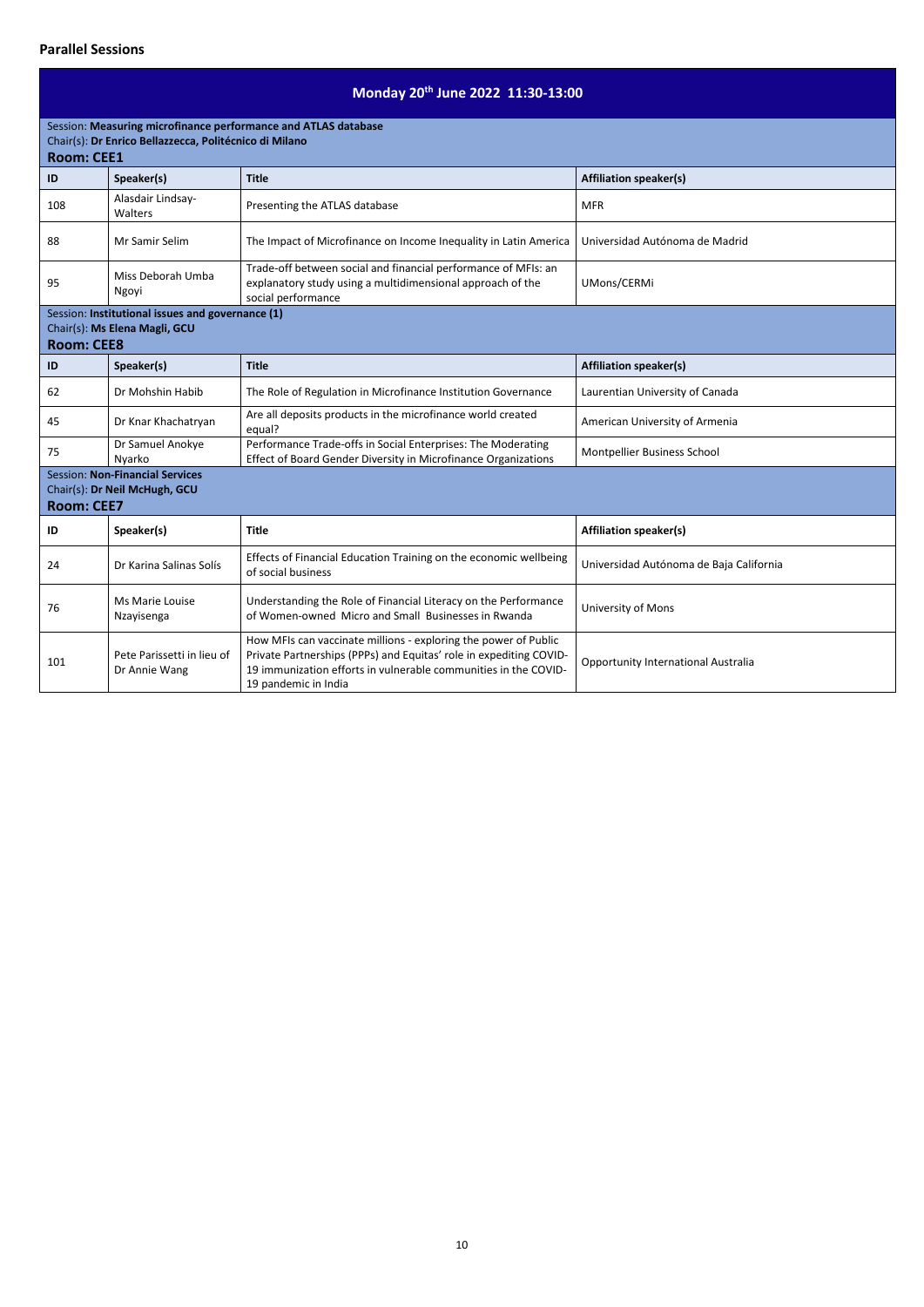**Parallel Sessions**

## Monday 20th June 2022 11:30-13:00

Session: **Measuring microfinance performance and ATLAS database**
Chair(s): **Dr Enrico Bellazzecca, Politécnico di Milano**
**Room: CEE1**

| ID | Speaker(s) | Title | Affiliation speaker(s) |
| --- | --- | --- | --- |
| 108 | Alasdair Lindsay-Walters | Presenting the ATLAS database | MFR |
| 88 | Mr Samir Selim | The Impact of Microfinance on Income Inequality in Latin America | Universidad Autónoma de Madrid |
| 95 | Miss Deborah Umba Ngoyi | Trade-off between social and financial performance of MFIs: an explanatory study using a multidimensional approach of the social performance | UMons/CERMi |

Session: **Institutional issues and governance (1)**
Chair(s): **Ms Elena Magli, GCU**
**Room: CEE8**

| ID | Speaker(s) | Title | Affiliation speaker(s) |
| --- | --- | --- | --- |
| 62 | Dr Mohshin Habib | The Role of Regulation in Microfinance Institution Governance | Laurentian University of Canada |
| 45 | Dr Knar Khachatryan | Are all deposits products in the microfinance world created equal? | American University of Armenia |
| 75 | Dr Samuel Anokye Nyarko | Performance Trade-offs in Social Enterprises: The Moderating Effect of Board Gender Diversity in Microfinance Organizations | Montpellier Business School |

Session: **Non-Financial Services**
Chair(s): **Dr Neil McHugh, GCU**
**Room: CEE7**

| ID | Speaker(s) | Title | Affiliation speaker(s) |
| --- | --- | --- | --- |
| 24 | Dr Karina Salinas Solís | Effects of Financial Education Training on the economic wellbeing of social business | Universidad Autónoma de Baja California |
| 76 | Ms Marie Louise Nzayisenga | Understanding the Role of Financial Literacy on the Performance of Women-owned Micro and Small Businesses in Rwanda | University of Mons |
| 101 | Pete Parissetti in lieu of Dr Annie Wang | How MFIs can vaccinate millions - exploring the power of Public Private Partnerships (PPPs) and Equitas' role in expediting COVID-19 immunization efforts in vulnerable communities in the COVID-19 pandemic in India | Opportunity International Australia |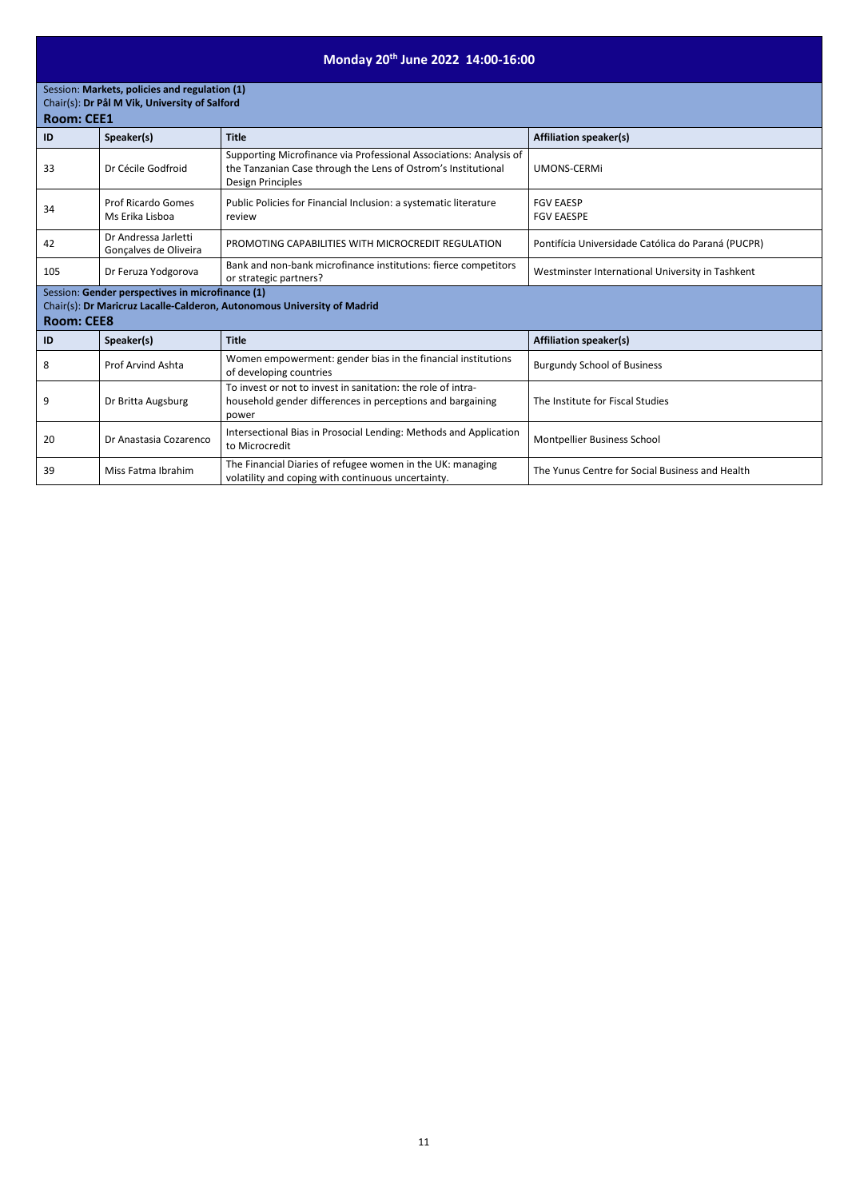# Monday 20th June 2022 14:00-16:00

Session: **Markets, policies and regulation (1)**
Chair(s): **Dr Pål M Vik, University of Salford**
**Room: CEE1**

| ID | Speaker(s) | Title | Affiliation speaker(s) |
|---|---|---|---|
| 33 | Dr Cécile Godfroid | Supporting Microfinance via Professional Associations: Analysis of the Tanzanian Case through the Lens of Ostrom's Institutional Design Principles | UMONS-CERMi |
| 34 | Prof Ricardo Gomes<br>Ms Erika Lisboa | Public Policies for Financial Inclusion: a systematic literature review | FGV EAESP<br>FGV EAESPE |
| 42 | Dr Andressa Jarletti Gonçalves de Oliveira | PROMOTING CAPABILITIES WITH MICROCREDIT REGULATION | Pontifícia Universidade Católica do Paraná (PUCPR) |
| 105 | Dr Feruza Yodgorova | Bank and non-bank microfinance institutions: fierce competitors or strategic partners? | Westminster International University in Tashkent |

Session: **Gender perspectives in microfinance (1)**
Chair(s): **Dr Maricruz Lacalle-Calderon, Autonomous University of Madrid**
**Room: CEE8**

| ID | Speaker(s) | Title | Affiliation speaker(s) |
|---|---|---|---|
| 8 | Prof Arvind Ashta | Women empowerment: gender bias in the financial institutions of developing countries | Burgundy School of Business |
| 9 | Dr Britta Augsburg | To invest or not to invest in sanitation: the role of intra-household gender differences in perceptions and bargaining power | The Institute for Fiscal Studies |
| 20 | Dr Anastasia Cozarenco | Intersectional Bias in Prosocial Lending: Methods and Application to Microcredit | Montpellier Business School |
| 39 | Miss Fatma Ibrahim | The Financial Diaries of refugee women in the UK: managing volatility and coping with continuous uncertainty. | The Yunus Centre for Social Business and Health |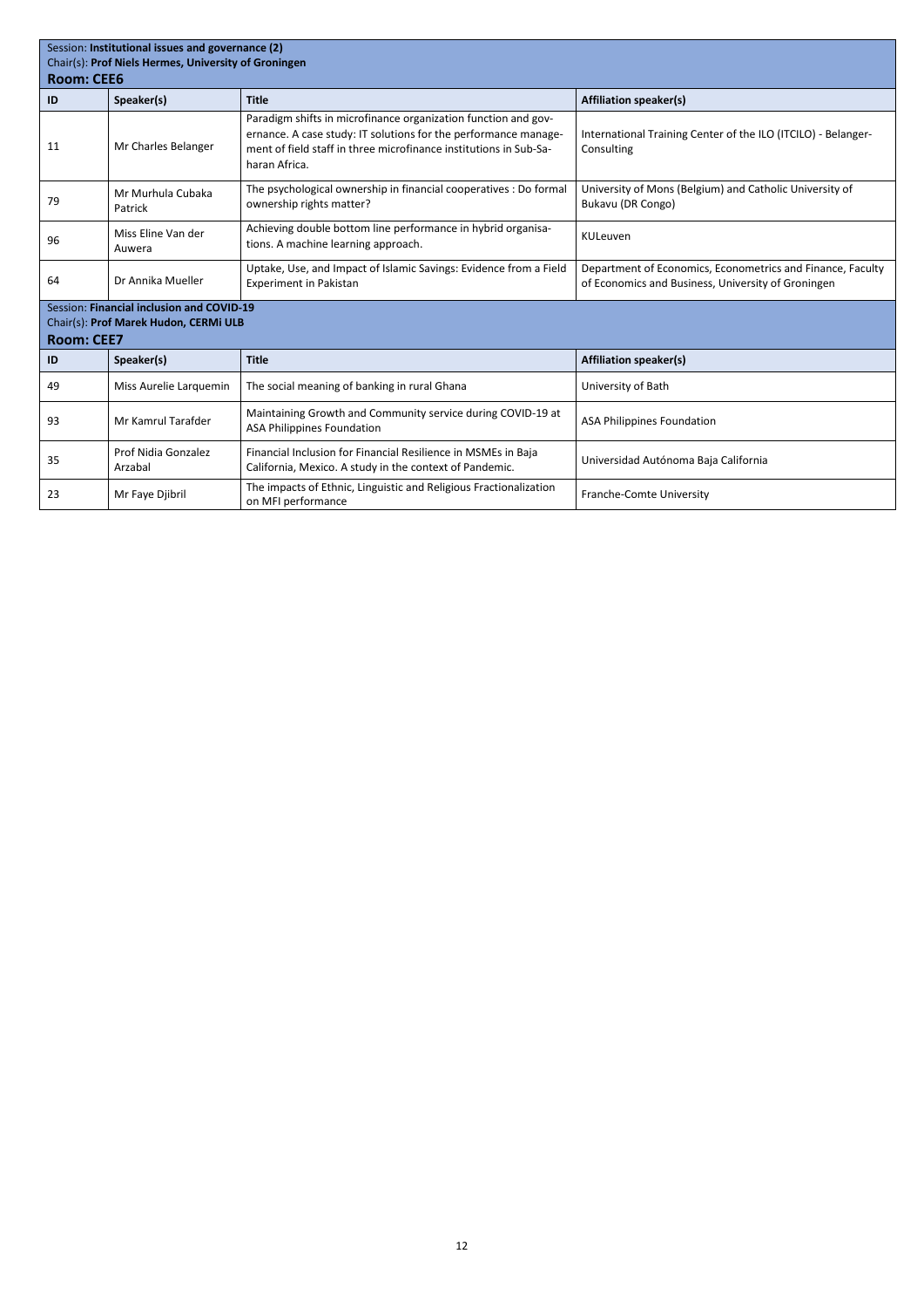Session: **Institutional issues and governance (2)**
Chair(s): **Prof Niels Hermes, University of Groningen**
**Room: CEE6**

| ID | Speaker(s) | Title | Affiliation speaker(s) |
|---|---|---|---|
| 11 | Mr Charles Belanger | Paradigm shifts in microfinance organization function and governance. A case study: IT solutions for the performance management of field staff in three microfinance institutions in Sub-Saharan Africa. | International Training Center of the ILO (ITCILO) - Belanger-Consulting |
| 79 | Mr Murhula Cubaka Patrick | The psychological ownership in financial cooperatives : Do formal ownership rights matter? | University of Mons (Belgium) and Catholic University of Bukavu (DR Congo) |
| 96 | Miss Eline Van der Auwera | Achieving double bottom line performance in hybrid organisations. A machine learning approach. | KULeuven |
| 64 | Dr Annika Mueller | Uptake, Use, and Impact of Islamic Savings: Evidence from a Field Experiment in Pakistan | Department of Economics, Econometrics and Finance, Faculty of Economics and Business, University of Groningen |

Session: **Financial inclusion and COVID-19**
Chair(s): **Prof Marek Hudon, CERMi ULB**
**Room: CEE7**

| ID | Speaker(s) | Title | Affiliation speaker(s) |
|---|---|---|---|
| 49 | Miss Aurelie Larquemin | The social meaning of banking in rural Ghana | University of Bath |
| 93 | Mr Kamrul Tarafder | Maintaining Growth and Community service during COVID-19 at ASA Philippines Foundation | ASA Philippines Foundation |
| 35 | Prof Nidia Gonzalez Arzabal | Financial Inclusion for Financial Resilience in MSMEs in Baja California, Mexico. A study in the context of Pandemic. | Universidad Autónoma Baja California |
| 23 | Mr Faye Djibril | The impacts of Ethnic, Linguistic and Religious Fractionalization on MFI performance | Franche-Comte University |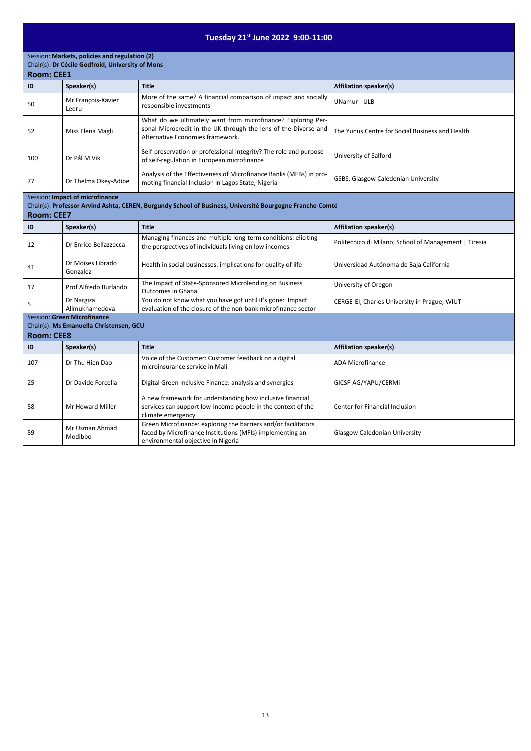# Tuesday 21st June 2022 9:00-11:00

Session: **Markets, policies and regulation (2)**
Chair(s): **Dr Cécile Godfroid, University of Mons**

**Room: CEE1**

| ID | Speaker(s) | Title | Affiliation speaker(s) |
|---|---|---|---|
| 50 | Mr François-Xavier Ledru | More of the same? A financial comparison of impact and socially responsible investments | UNamur - ULB |
| 52 | Miss Elena Magli | What do we ultimately want from microfinance? Exploring Personal Microcredit in the UK through the lens of the Diverse and Alternative Economies framework. | The Yunus Centre for Social Business and Health |
| 100 | Dr Pål M Vik | Self-preservation or professional integrity? The role and purpose of self-regulation in European microfinance | University of Salford |
| 77 | Dr Thelma Okey-Adibe | Analysis of the Effectiveness of Microfinance Banks (MFBs) in promoting financial Inclusion in Lagos State, Nigeria | GSBS, Glasgow Caledonian University |

Session: **Impact of microfinance**
Chair(s): **Professor Arvind Ashta, CEREN, Burgundy School of Business, Université Bourgogne Franche-Comté**

**Room: CEE7**

| ID | Speaker(s) | Title | Affiliation speaker(s) |
|---|---|---|---|
| 12 | Dr Enrico Bellazzecca | Managing finances and multiple long-term conditions: eliciting the perspectives of individuals living on low incomes | Politecnico di Milano, School of Management \| Tiresia |
| 41 | Dr Moises Librado Gonzalez | Health in social businesses: implications for quality of life | Universidad Autónoma de Baja California |
| 17 | Prof Alfredo Burlando | The Impact of State-Sponsored Microlending on Business Outcomes in Ghana | University of Oregon |
| 5 | Dr Nargiza Alimukhamedova | You do not know what you have got until it's gone: Impact evaluation of the closure of the non-bank microfinance sector | CERGE-EI, Charles University in Prague; WIUT |

Session: **Green Microfinance**
Chair(s): **Ms Emanuella Christensen, GCU**

**Room: CEE8**

| ID | Speaker(s) | Title | Affiliation speaker(s) |
|---|---|---|---|
| 107 | Dr Thu Hien Dao | Voice of the Customer: Customer feedback on a digital microinsurance service in Mali | ADA Microfinance |
| 25 | Dr Davide Forcella | Digital Green Inclusive Finance: analysis and synergies | GICSF-AG/YAPU/CERMi |
| 58 | Mr Howard Miller | A new framework for understanding how inclusive financial services can support low-income people in the context of the climate emergency | Center for Financial Inclusion |
| 59 | Mr Usman Ahmad Modibbo | Green Microfinance: exploring the barriers and/or facilitators faced by Microfinance Institutions (MFIs) implementing an environmental objective in Nigeria | Glasgow Caledonian University |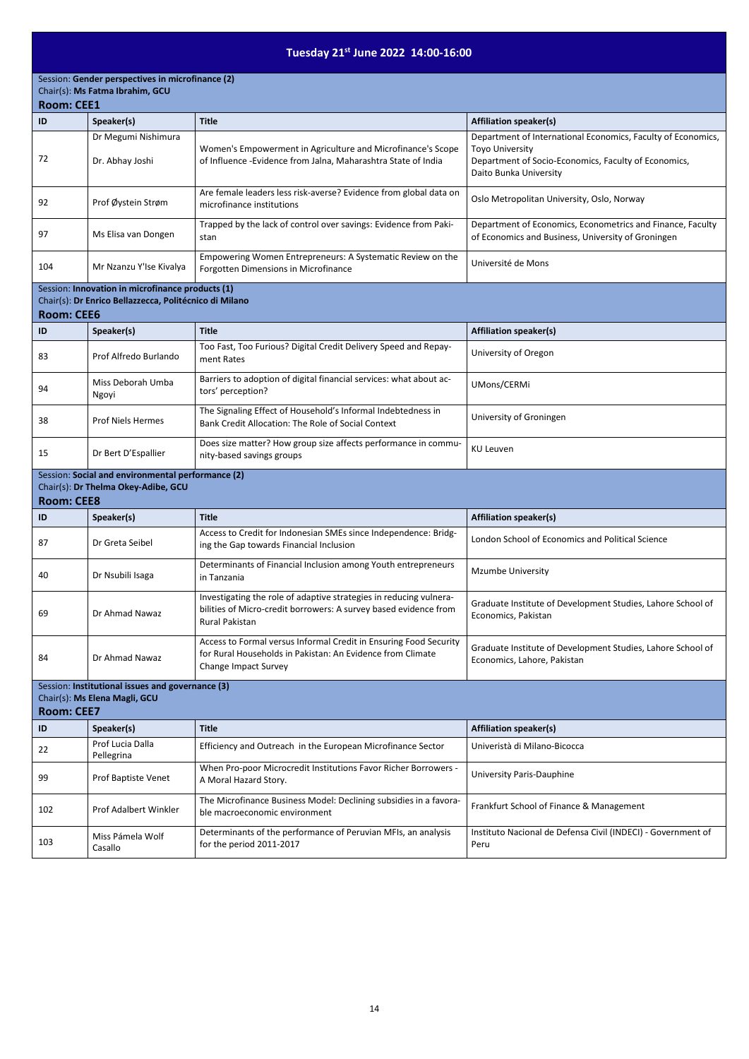# Tuesday 21st June 2022 14:00-16:00

Session: **Gender perspectives in microfinance (2)**
Chair(s): **Ms Fatma Ibrahim, GCU**
**Room: CEE1**

| ID | Speaker(s) | Title | Affiliation speaker(s) |
|---|---|---|---|
| 72 | Dr Megumi Nishimura<br>Dr. Abhay Joshi | Women's Empowerment in Agriculture and Microfinance's Scope of Influence -Evidence from Jalna, Maharashtra State of India | Department of International Economics, Faculty of Economics, Toyo University<br>Department of Socio-Economics, Faculty of Economics, Daito Bunka University |
| 92 | Prof Øystein Strøm | Are female leaders less risk-averse? Evidence from global data on microfinance institutions | Oslo Metropolitan University, Oslo, Norway |
| 97 | Ms Elisa van Dongen | Trapped by the lack of control over savings: Evidence from Pakistan | Department of Economics, Econometrics and Finance, Faculty of Economics and Business, University of Groningen |
| 104 | Mr Nzanzu Y'Ise Kivalya | Empowering Women Entrepreneurs: A Systematic Review on the Forgotten Dimensions in Microfinance | Université de Mons |

Session: **Innovation in microfinance products (1)**
Chair(s): **Dr Enrico Bellazzecca, Politécnico di Milano**
**Room: CEE6**

| ID | Speaker(s) | Title | Affiliation speaker(s) |
|---|---|---|---|
| 83 | Prof Alfredo Burlando | Too Fast, Too Furious? Digital Credit Delivery Speed and Repayment Rates | University of Oregon |
| 94 | Miss Deborah Umba Ngoyi | Barriers to adoption of digital financial services: what about actors' perception? | UMons/CERMi |
| 38 | Prof Niels Hermes | The Signaling Effect of Household's Informal Indebtedness in Bank Credit Allocation: The Role of Social Context | University of Groningen |
| 15 | Dr Bert D'Espallier | Does size matter? How group size affects performance in community-based savings groups | KU Leuven |

Session: **Social and environmental performance (2)**
Chair(s): **Dr Thelma Okey-Adibe, GCU**
**Room: CEE8**

| ID | Speaker(s) | Title | Affiliation speaker(s) |
|---|---|---|---|
| 87 | Dr Greta Seibel | Access to Credit for Indonesian SMEs since Independence: Bridging the Gap towards Financial Inclusion | London School of Economics and Political Science |
| 40 | Dr Nsubili Isaga | Determinants of Financial Inclusion among Youth entrepreneurs in Tanzania | Mzumbe University |
| 69 | Dr Ahmad Nawaz | Investigating the role of adaptive strategies in reducing vulnerabilities of Micro-credit borrowers: A survey based evidence from Rural Pakistan | Graduate Institute of Development Studies, Lahore School of Economics, Pakistan |
| 84 | Dr Ahmad Nawaz | Access to Formal versus Informal Credit in Ensuring Food Security for Rural Households in Pakistan: An Evidence from Climate Change Impact Survey | Graduate Institute of Development Studies, Lahore School of Economics, Lahore, Pakistan |

Session: **Institutional issues and governance (3)**
Chair(s): **Ms Elena Magli, GCU**
**Room: CEE7**

| ID | Speaker(s) | Title | Affiliation speaker(s) |
|---|---|---|---|
| 22 | Prof Lucia Dalla Pellegrina | Efficiency and Outreach in the European Microfinance Sector | Univeristà di Milano-Bicocca |
| 99 | Prof Baptiste Venet | When Pro-poor Microcredit Institutions Favor Richer Borrowers - A Moral Hazard Story. | University Paris-Dauphine |
| 102 | Prof Adalbert Winkler | The Microfinance Business Model: Declining subsidies in a favorable macroeconomic environment | Frankfurt School of Finance & Management |
| 103 | Miss Pámela Wolf Casallo | Determinants of the performance of Peruvian MFIs, an analysis for the period 2011-2017 | Instituto Nacional de Defensa Civil (INDECI) - Government of Peru |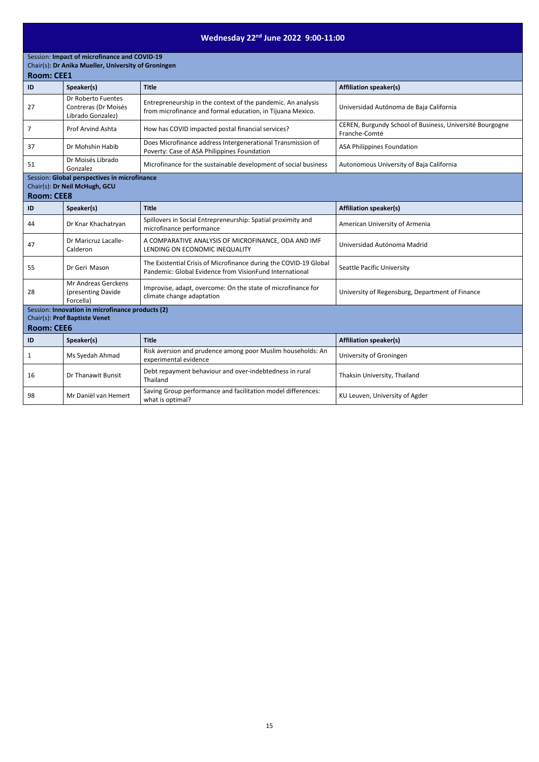## Wednesday 22nd June 2022 9:00-11:00

Session: **Impact of microfinance and COVID-19**
Chair(s): **Dr Anika Mueller, University of Groningen**
**Room: CEE1**

| ID | Speaker(s) | Title | Affiliation speaker(s) |
|---|---|---|---|
| 27 | Dr Roberto Fuentes Contreras (Dr Moisés Librado Gonzalez) | Entrepreneurship in the context of the pandemic. An analysis from microfinance and formal education, in Tijuana Mexico. | Universidad Autónoma de Baja California |
| 7 | Prof Arvind Ashta | How has COVID impacted postal financial services? | CEREN, Burgundy School of Business, Université Bourgogne Franche-Comté |
| 37 | Dr Mohshin Habib | Does Microfinance address Intergenerational Transmission of Poverty: Case of ASA Philippines Foundation | ASA Philippines Foundation |
| 51 | Dr Moisés Librado Gonzalez | Microfinance for the sustainable development of social business | Autonomous University of Baja California |

Session: **Global perspectives in microfinance**
Chair(s): **Dr Neil McHugh, GCU**
**Room: CEE8**

| ID | Speaker(s) | Title | Affiliation speaker(s) |
|---|---|---|---|
| 44 | Dr Knar Khachatryan | Spillovers in Social Entrepreneurship: Spatial proximity and microfinance performance | American University of Armenia |
| 47 | Dr Maricruz Lacalle-Calderon | A COMPARATIVE ANALYSIS OF MICROFINANCE, ODA AND IMF LENDING ON ECONOMIC INEQUALITY | Universidad Autónoma Madrid |
| 55 | Dr Geri Mason | The Existential Crisis of Microfinance during the COVID-19 Global Pandemic: Global Evidence from VisionFund International | Seattle Pacific University |
| 28 | Mr Andreas Gerckens (presenting Davide Forcella) | Improvise, adapt, overcome: On the state of microfinance for climate change adaptation | University of Regensburg, Department of Finance |

Session: **Innovation in microfinance products (2)**
Chair(s): **Prof Baptiste Venet**
**Room: CEE6**

| ID | Speaker(s) | Title | Affiliation speaker(s) |
|---|---|---|---|
| 1 | Ms Syedah Ahmad | Risk aversion and prudence among poor Muslim households: An experimental evidence | University of Groningen |
| 16 | Dr Thanawit Bunsit | Debt repayment behaviour and over-indebtedness in rural Thailand | Thaksin University, Thailand |
| 98 | Mr Daniël van Hemert | Saving Group performance and facilitation model differences: what is optimal? | KU Leuven, University of Agder |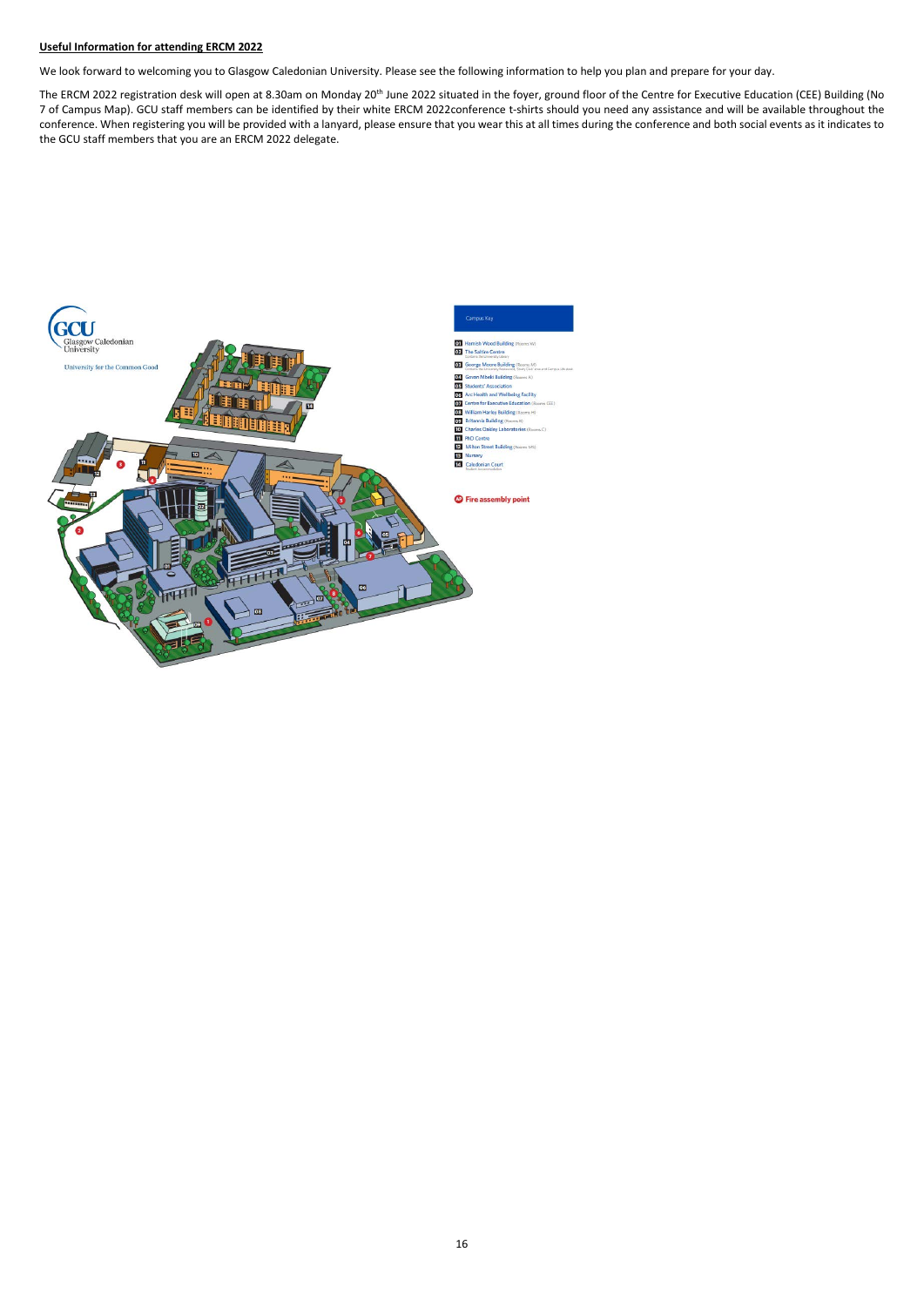**Useful Information for attending ERCM 2022**

We look forward to welcoming you to Glasgow Caledonian University. Please see the following information to help you plan and prepare for your day.

The ERCM 2022 registration desk will open at 8.30am on Monday 20th June 2022 situated in the foyer, ground floor of the Centre for Executive Education (CEE) Building (No 7 of Campus Map). GCU staff members can be identified by their white ERCM 2022conference t-shirts should you need any assistance and will be available throughout the conference. When registering you will be provided with a lanyard, please ensure that you wear this at all times during the conference and both social events as it indicates to the GCU staff members that you are an ERCM 2022 delegate.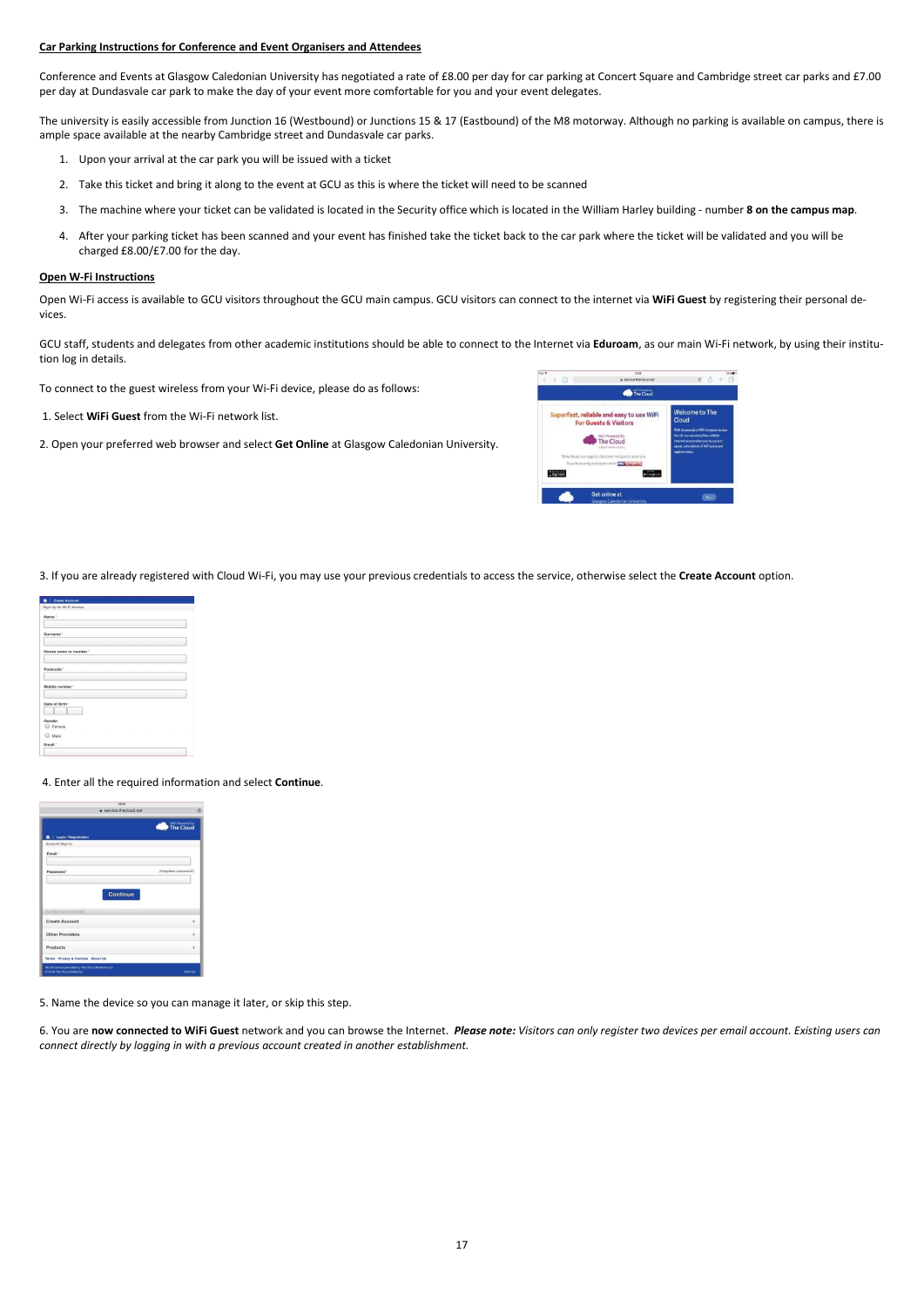**Car Parking Instructions for Conference and Event Organisers and Attendees**

Conference and Events at Glasgow Caledonian University has negotiated a rate of £8.00 per day for car parking at Concert Square and Cambridge street car parks and £7.00 per day at Dundasvale car park to make the day of your event more comfortable for you and your event delegates.

The university is easily accessible from Junction 16 (Westbound) or Junctions 15 & 17 (Eastbound) of the M8 motorway. Although no parking is available on campus, there is ample space available at the nearby Cambridge street and Dundasvale car parks.

1. Upon your arrival at the car park you will be issued with a ticket
2. Take this ticket and bring it along to the event at GCU as this is where the ticket will need to be scanned
3. The machine where your ticket can be validated is located in the Security office which is located in the William Harley building - number **8 on the campus map**.
4. After your parking ticket has been scanned and your event has finished take the ticket back to the car park where the ticket will be validated and you will be charged £8.00/£7.00 for the day.

**Open W-Fi Instructions**

Open Wi-Fi access is available to GCU visitors throughout the GCU main campus. GCU visitors can connect to the internet via **WiFi Guest** by registering their personal devices.

GCU staff, students and delegates from other academic institutions should be able to connect to the Internet via **Eduroam**, as our main Wi-Fi network, by using their institution log in details.

To connect to the guest wireless from your Wi-Fi device, please do as follows:

1. Select **WiFi Guest** from the Wi-Fi network list.

2. Open your preferred web browser and select **Get Online** at Glasgow Caledonian University.

3. If you are already registered with Cloud Wi-Fi, you may use your previous credentials to access the service, otherwise select the **Create Account** option.

4. Enter all the required information and select **Continue**.

5. Name the device so you can manage it later, or skip this step.

6. You are **now connected to WiFi Guest** network and you can browse the Internet. ***Please note:*** *Visitors can only register two devices per email account. Existing users can connect directly by logging in with a previous account created in another establishment.*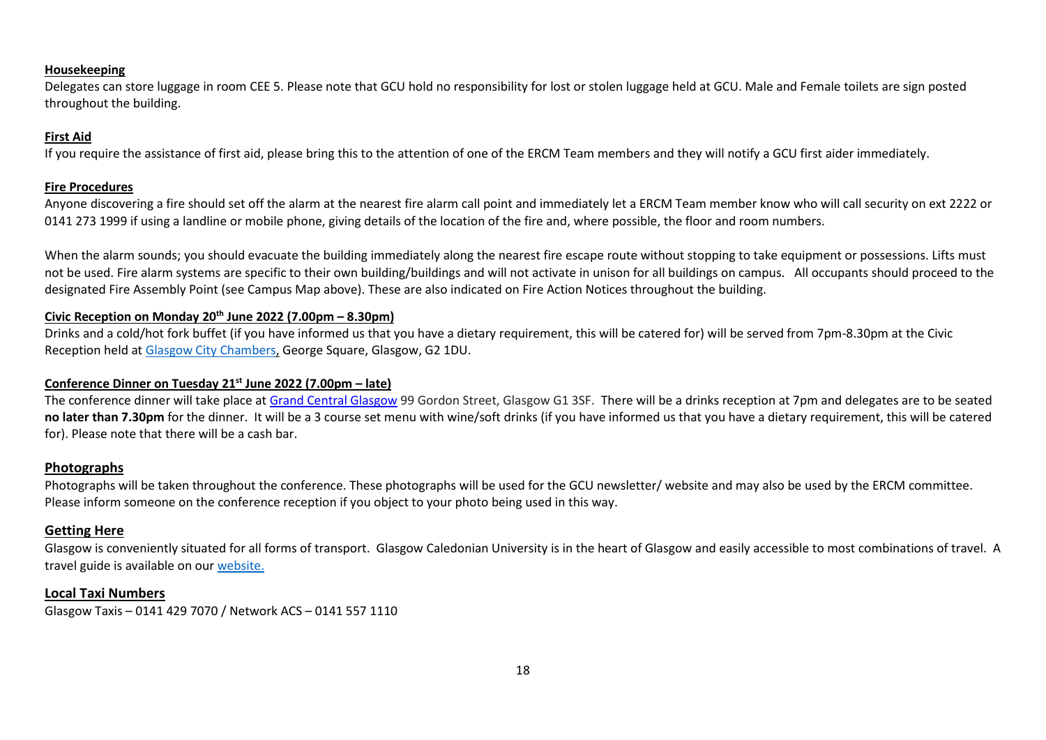#### Housekeeping

Delegates can store luggage in room CEE 5. Please note that GCU hold no responsibility for lost or stolen luggage held at GCU. Male and Female toilets are sign posted throughout the building.

#### First Aid

If you require the assistance of first aid, please bring this to the attention of one of the ERCM Team members and they will notify a GCU first aider immediately.

#### Fire Procedures

Anyone discovering a fire should set off the alarm at the nearest fire alarm call point and immediately let a ERCM Team member know who will call security on ext 2222 or 0141 273 1999 if using a landline or mobile phone, giving details of the location of the fire and, where possible, the floor and room numbers.

When the alarm sounds; you should evacuate the building immediately along the nearest fire escape route without stopping to take equipment or possessions. Lifts must not be used. Fire alarm systems are specific to their own building/buildings and will not activate in unison for all buildings on campus. All occupants should proceed to the designated Fire Assembly Point (see Campus Map above). These are also indicated on Fire Action Notices throughout the building.

#### Civic Reception on Monday 20th June 2022 (7.00pm – 8.30pm)

Drinks and a cold/hot fork buffet (if you have informed us that you have a dietary requirement, this will be catered for) will be served from 7pm-8.30pm at the Civic Reception held at Glasgow City Chambers, George Square, Glasgow, G2 1DU.

#### Conference Dinner on Tuesday 21st June 2022 (7.00pm – late)

The conference dinner will take place at Grand Central Glasgow 99 Gordon Street, Glasgow G1 3SF. There will be a drinks reception at 7pm and delegates are to be seated **no later than 7.30pm** for the dinner. It will be a 3 course set menu with wine/soft drinks (if you have informed us that you have a dietary requirement, this will be catered for). Please note that there will be a cash bar.

### Photographs

Photographs will be taken throughout the conference. These photographs will be used for the GCU newsletter/ website and may also be used by the ERCM committee. Please inform someone on the conference reception if you object to your photo being used in this way.

### Getting Here

Glasgow is conveniently situated for all forms of transport. Glasgow Caledonian University is in the heart of Glasgow and easily accessible to most combinations of travel. A travel guide is available on our website.

### Local Taxi Numbers

Glasgow Taxis – 0141 429 7070 / Network ACS – 0141 557 1110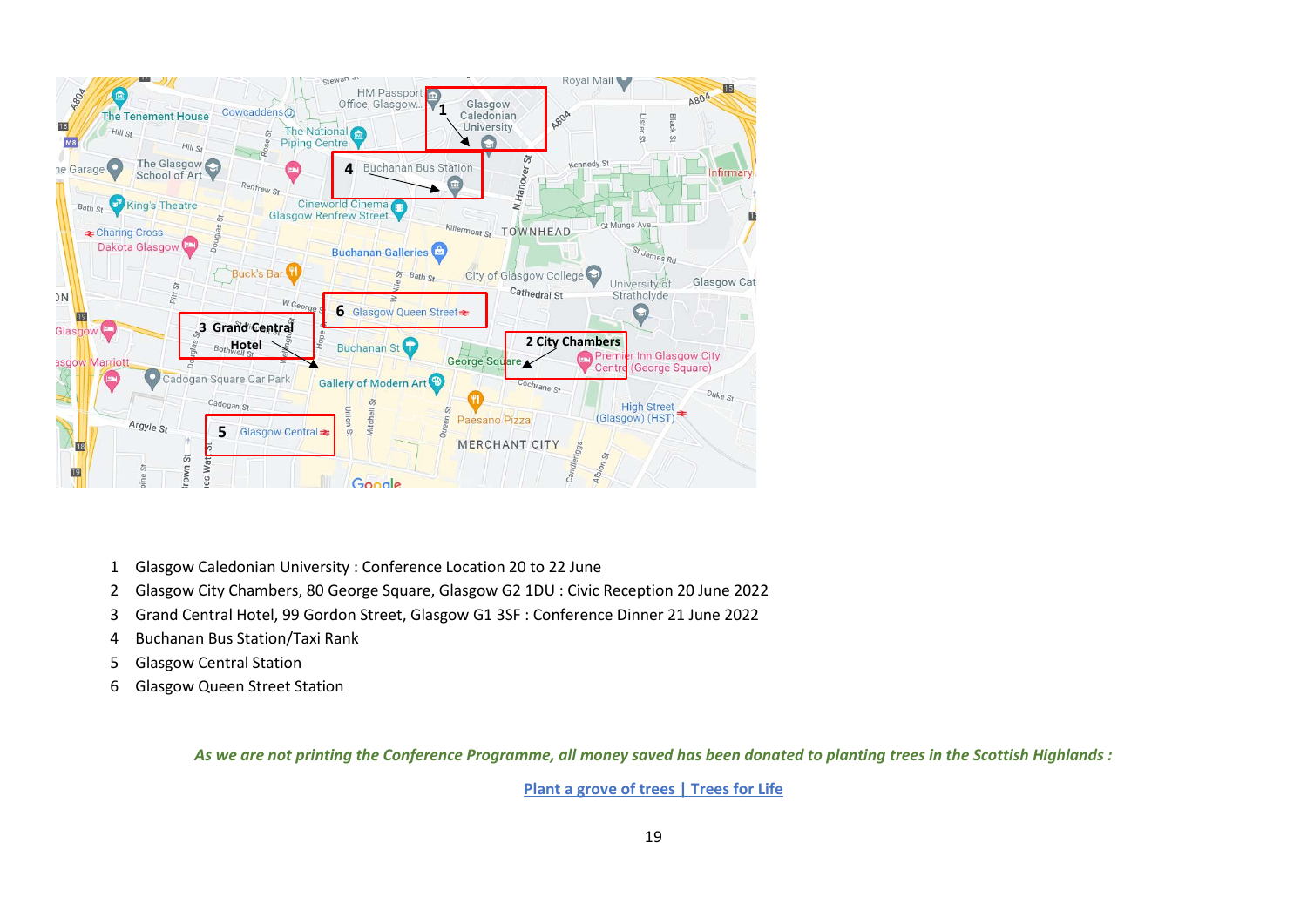1 Glasgow Caledonian University : Conference Location 20 to 22 June
2 Glasgow City Chambers, 80 George Square, Glasgow G2 1DU : Civic Reception 20 June 2022
3 Grand Central Hotel, 99 Gordon Street, Glasgow G1 3SF : Conference Dinner 21 June 2022
4 Buchanan Bus Station/Taxi Rank
5 Glasgow Central Station
6 Glasgow Queen Street Station

*As we are not printing the Conference Programme, all money saved has been donated to planting trees in the Scottish Highlands :*

[Plant a grove of trees | Trees for Life]